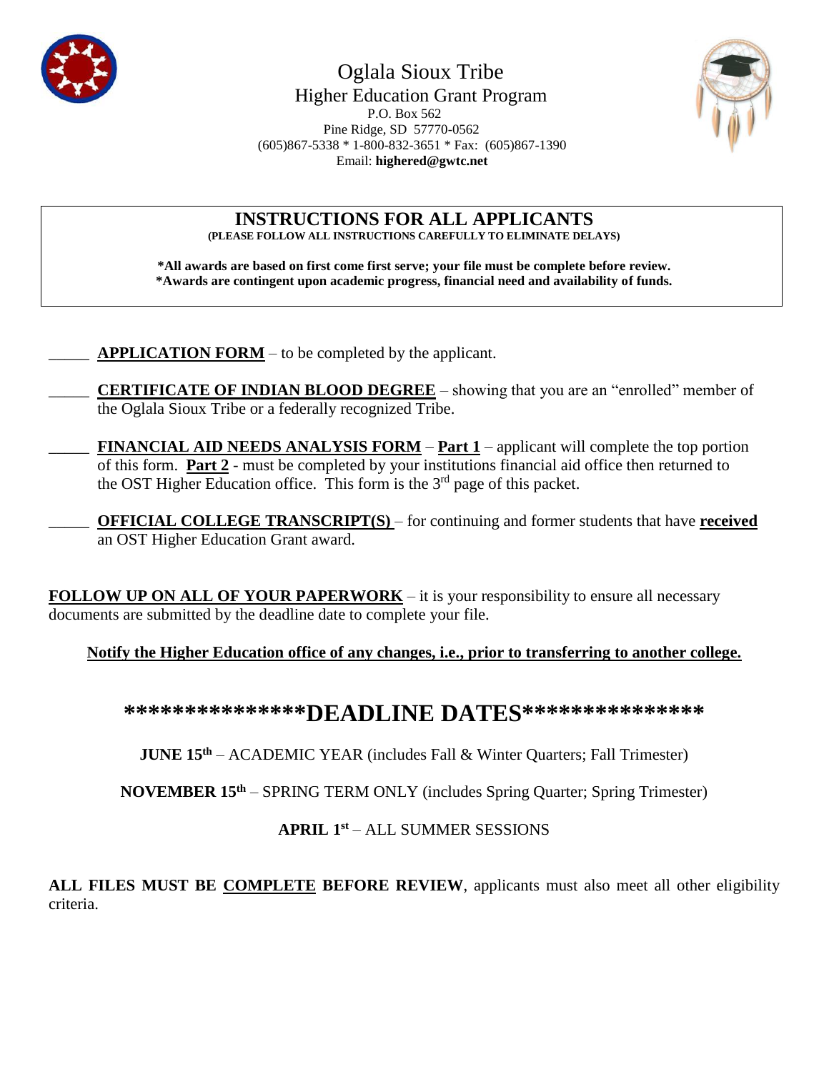# Oglala Sioux Tribe

## Higher Education Grant Program

P.O. Box 562
Pine Ridge, SD 57770-0562
(605)867-5338 * 1-800-832-3651 * Fax: (605)867-1390
Email: **highered@gwtc.net**

## INSTRUCTIONS FOR ALL APPLICANTS

**(PLEASE FOLLOW ALL INSTRUCTIONS CAREFULLY TO ELIMINATE DELAYS)**

***All awards are based on first come first serve; your file must be complete before review.**
***Awards are contingent upon academic progress, financial need and availability of funds.**

_____ **APPLICATION FORM** – to be completed by the applicant.

_____ **CERTIFICATE OF INDIAN BLOOD DEGREE** – showing that you are an "enrolled" member of the Oglala Sioux Tribe or a federally recognized Tribe.

_____ **FINANCIAL AID NEEDS ANALYSIS FORM** – **Part 1** – applicant will complete the top portion of this form. **Part 2** - must be completed by your institutions financial aid office then returned to the OST Higher Education office. This form is the 3rd page of this packet.

_____ **OFFICIAL COLLEGE TRANSCRIPT(S)** – for continuing and former students that have **received** an OST Higher Education Grant award.

**FOLLOW UP ON ALL OF YOUR PAPERWORK** – it is your responsibility to ensure all necessary documents are submitted by the deadline date to complete your file.

**Notify the Higher Education office of any changes, i.e., prior to transferring to another college.**

## ***************DEADLINE DATES***************

**JUNE 15th** – ACADEMIC YEAR (includes Fall & Winter Quarters; Fall Trimester)

**NOVEMBER 15th** – SPRING TERM ONLY (includes Spring Quarter; Spring Trimester)

**APRIL 1st** – ALL SUMMER SESSIONS

**ALL FILES MUST BE COMPLETE BEFORE REVIEW**, applicants must also meet all other eligibility criteria.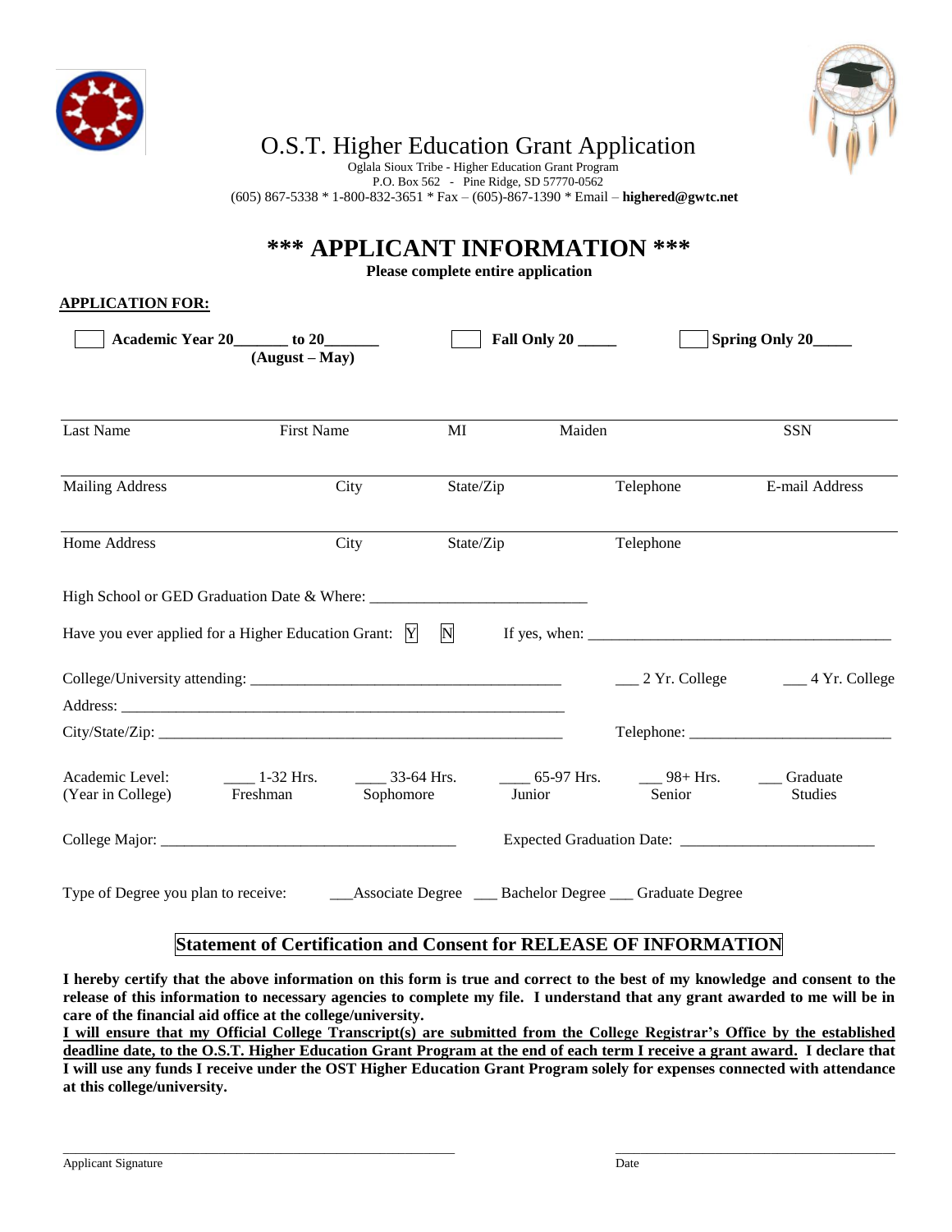# O.S.T. Higher Education Grant Application

Oglala Sioux Tribe - Higher Education Grant Program
P.O. Box 562 - Pine Ridge, SD 57770-0562
(605) 867-5338 * 1-800-832-3651 * Fax – (605)-867-1390 * Email – **highered@gwtc.net**

## *** APPLICANT INFORMATION ***

**Please complete entire application**

**APPLICATION FOR:**

☐ **Academic Year 20_______ to 20_______ (August – May)**  ☐ **Fall Only 20 _____**  ☐ **Spring Only 20_____**

| Last Name | First Name | MI | Maiden | SSN |
|---|---|---|---|---|
| Mailing Address | City | State/Zip | Telephone | E-mail Address |
| Home Address | City | State/Zip | Telephone | |

High School or GED Graduation Date & Where: ___________________________

Have you ever applied for a Higher Education Grant: Y N  If yes, when: ________________________________________

College/University attending: ________________________________________ ___ 2 Yr. College ___ 4 Yr. College

Address: ____________________________________________________________

City/State/Zip: _______________________________________________________ Telephone: __________________________

Academic Level: (Year in College) ____ 1-32 Hrs. Freshman ____ 33-64 Hrs. Sophomore ____ 65-97 Hrs. Junior ___ 98+ Hrs. Senior ___ Graduate Studies

College Major: ______________________________________ Expected Graduation Date: ________________________

Type of Degree you plan to receive: ___Associate Degree ___ Bachelor Degree ___ Graduate Degree

### Statement of Certification and Consent for RELEASE OF INFORMATION

**I hereby certify that the above information on this form is true and correct to the best of my knowledge and consent to the release of this information to necessary agencies to complete my file. I understand that any grant awarded to me will be in care of the financial aid office at the college/university.**
**I will ensure that my Official College Transcript(s) are submitted from the College Registrar's Office by the established deadline date, to the O.S.T. Higher Education Grant Program at the end of each term I receive a grant award. I declare that I will use any funds I receive under the OST Higher Education Grant Program solely for expenses connected with attendance at this college/university.**

_______________________________________________ _______________________________
Applicant Signature Date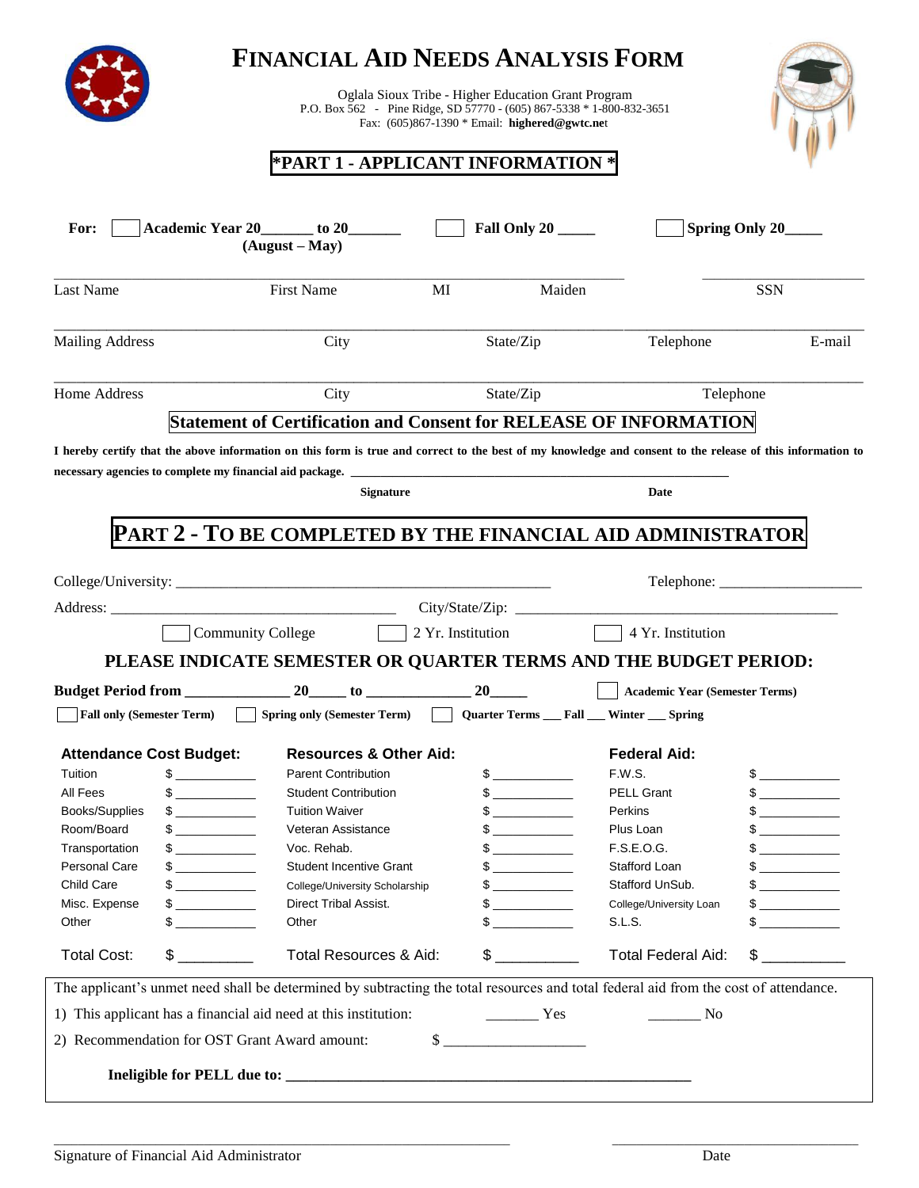# FINANCIAL AID NEEDS ANALYSIS FORM

Oglala Sioux Tribe - Higher Education Grant Program
P.O. Box 562 - Pine Ridge, SD 57770 - (605) 867-5338 * 1-800-832-3651
Fax: (605)867-1390 * Email: **highered@gwtc.net**

## *PART 1 - APPLICANT INFORMATION *

**For:** ☐ **Academic Year 20______ to 20_______ (August – May)** ☐ **Fall Only 20 _____** ☐ **Spring Only 20_____**

| Last Name | First Name | MI | Maiden | SSN |
|---|---|---|---|---|
| | | | | |

| Mailing Address | City | State/Zip | Telephone | E-mail |
|---|---|---|---|---|
| | | | | |

| Home Address | City | State/Zip | Telephone |
|---|---|---|---|
| | | | |

### Statement of Certification and Consent for RELEASE OF INFORMATION

**I hereby certify that the above information on this form is true and correct to the best of my knowledge and consent to the release of this information to necessary agencies to complete my financial aid package.** ____________________________________________

**Signature** **Date**

## PART 2 - TO BE COMPLETED BY THE FINANCIAL AID ADMINISTRATOR

College/University: ______________________________________________ Telephone: __________________

Address: ____________________________________ City/State/Zip: __________________________________________

☐ Community College ☐ 2 Yr. Institution ☐ 4 Yr. Institution

### PLEASE INDICATE SEMESTER OR QUARTER TERMS AND THE BUDGET PERIOD:

**Budget Period from _____________ 20_____ to _____________ 20_____** ☐ **Academic Year (Semester Terms)**

☐ **Fall only (Semester Term)** ☐ **Spring only (Semester Term)** ☐ **Quarter Terms ___ Fall ___ Winter ___ Spring**

| **Attendance Cost Budget:** | | **Resources & Other Aid:** | | **Federal Aid:** | |
|---|---|---|---|---|---|
| Tuition | $ __________ | Parent Contribution | $ __________ | F.W.S. | $ __________ |
| All Fees | $ __________ | Student Contribution | $ __________ | PELL Grant | $ __________ |
| Books/Supplies | $ __________ | Tuition Waiver | $ __________ | Perkins | $ __________ |
| Room/Board | $ __________ | Veteran Assistance | $ __________ | Plus Loan | $ __________ |
| Transportation | $ __________ | Voc. Rehab. | $ __________ | F.S.E.O.G. | $ __________ |
| Personal Care | $ __________ | Student Incentive Grant | $ __________ | Stafford Loan | $ __________ |
| Child Care | $ __________ | College/University Scholarship | $ __________ | Stafford UnSub. | $ __________ |
| Misc. Expense | $ __________ | Direct Tribal Assist. | $ __________ | College/University Loan | $ __________ |
| Other | $ __________ | Other | $ __________ | S.L.S. | $ __________ |
| Total Cost: | $ __________ | Total Resources & Aid: | $ __________ | Total Federal Aid: | $ __________ |

The applicant's unmet need shall be determined by subtracting the total resources and total federal aid from the cost of attendance.

1) This applicant has a financial aid need at this institution: _______ Yes _______ No

2) Recommendation for OST Grant Award amount: $ __________________

**Ineligible for PELL due to: ____________________________________________________**

______________________________________________ ______________________________

Signature of Financial Aid Administrator Date